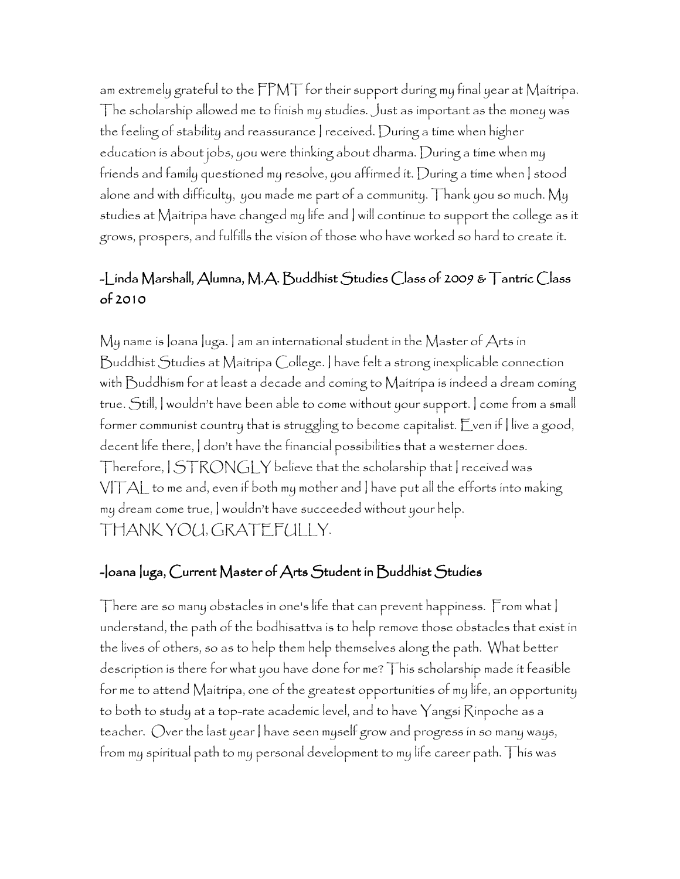am extremely grateful to the FPMT for their support during my final year at Maitripa. The scholarship allowed me to finish my studies. Just as important as the money was the feeling of stability and reassurance I received. During a time when higher education is about jobs, you were thinking about dharma. During a time when my friends and family questioned my resolve, you affirmed it. During a time when I stood alone and with difficulty, you made me part of a community. Thank you so much. My studies at Maitripa have changed my life and I will continue to support the college as it grows, prospers, and fulfills the vision of those who have worked so hard to create it.

### -Linda Marshall, Alumna, M.A. Buddhist Studies Class of 2009 & Tantric Class of 2010

My name is Ioana Iuga. I am an international student in the Master of Arts in Buddhist Studies at Maitripa College. I have felt a strong inexplicable connection with Buddhism for at least a decade and coming to Maitripa is indeed a dream coming true. Still, I wouldn't have been able to come without your support. I come from a small former communist country that is struggling to become capitalist. Even if I live a good, decent life there, I don't have the financial possibilities that a westerner does. Therefore, I STRONGLY believe that the scholarship that I received was VITAL to me and, even if both my mother and I have put all the efforts into making my dream come true, I wouldn't have succeeded without your help.

THANK YOU, GRATEFULLY.

### -Ioana Iuga, Current Master of Arts Student in Buddhist Studies

There are so many obstacles in one's life that can prevent happiness. From what I understand, the path of the bodhisattva is to help remove those obstacles that exist in the lives of others, so as to help them help themselves along the path. What better description is there for what you have done for me? This scholarship made it feasible for me to attend Maitripa, one of the greatest opportunities of my life, an opportunity to both to study at a top-rate academic level, and to have Yangsi Rinpoche as a teacher. Over the last year I have seen myself grow and progress in so many ways, from my spiritual path to my personal development to my life career path. This was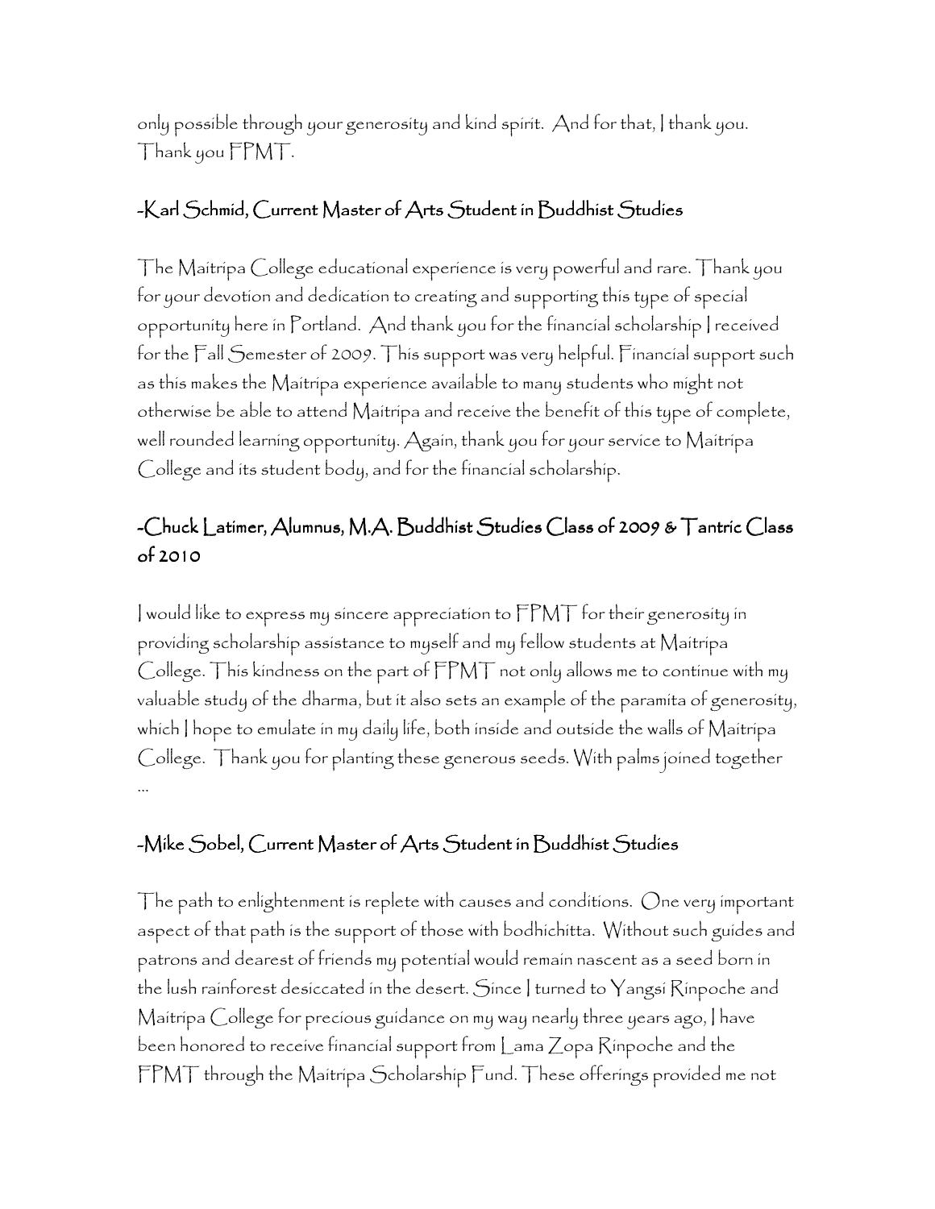only possible through your generosity and kind spirit. And for that, I thank you. Thank you FPMT.

### -Karl Schmid, Current Master of Arts Student in Buddhist Studies

The Maitripa College educational experience is very powerful and rare. Thank you for your devotion and dedication to creating and supporting this type of special opportunity here in Portland. And thank you for the financial scholarship I received for the Fall Semester of 2009. This support was very helpful. Financial support such as this makes the Maitripa experience available to many students who might not otherwise be able to attend Maitripa and receive the benefit of this type of complete, well rounded learning opportunity. Again, thank you for your service to Maitripa College and its student body, and for the financial scholarship.

### -Chuck Latimer, Alumnus, M.A. Buddhist Studies Class of 2009 & Tantric Class of 2010

I would like to express my sincere appreciation to FPMT for their generosity in providing scholarship assistance to myself and my fellow students at Maitripa College. This kindness on the part of FPMT not only allows me to continue with my valuable study of the dharma, but it also sets an example of the paramita of generosity, which I hope to emulate in my daily life, both inside and outside the walls of Maitripa College. Thank you for planting these generous seeds. With palms joined together …

### -Mike Sobel, Current Master of Arts Student in Buddhist Studies

The path to enlightenment is replete with causes and conditions. One very important aspect of that path is the support of those with bodhichitta. Without such guides and patrons and dearest of friends my potential would remain nascent as a seed born in the lush rainforest desiccated in the desert. Since I turned to Yangsi Rinpoche and Maitripa College for precious guidance on my way nearly three years ago, I have been honored to receive financial support from Lama Zopa Rinpoche and the FPMT through the Maitripa Scholarship Fund. These offerings provided me not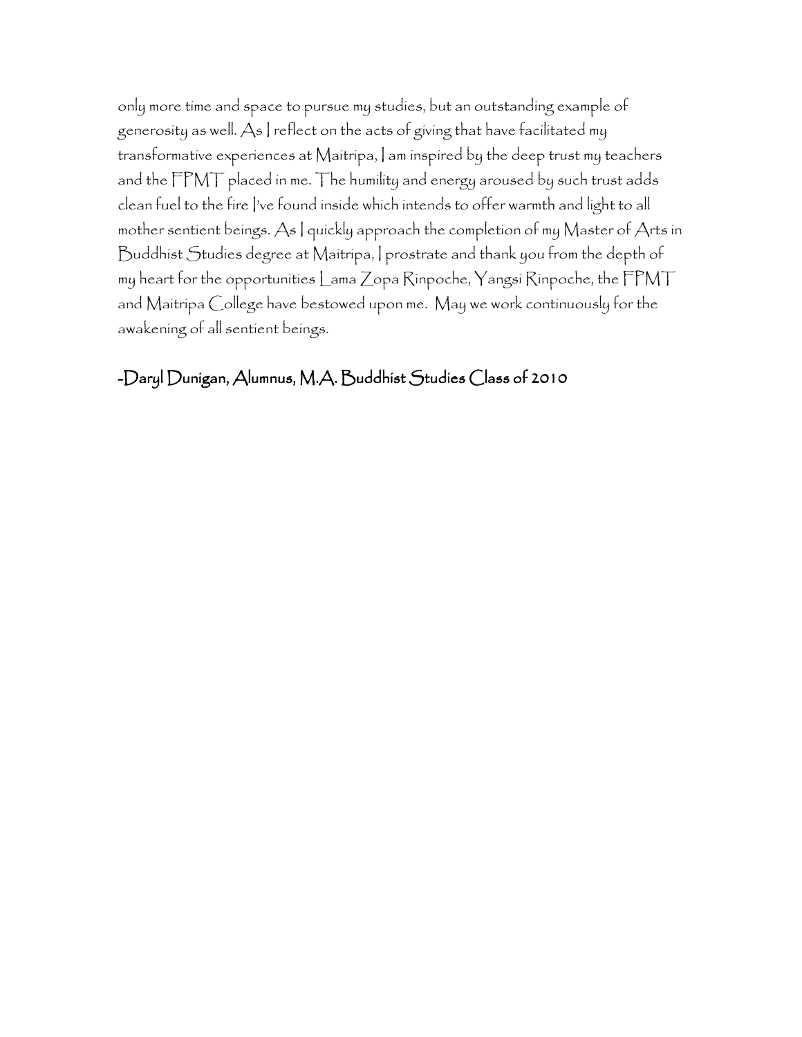only more time and space to pursue my studies, but an outstanding example of generosity as well. As I reflect on the acts of giving that have facilitated my transformative experiences at Maitripa, I am inspired by the deep trust my teachers and the FPMT placed in me. The humility and energy aroused by such trust adds clean fuel to the fire I've found inside which intends to offer warmth and light to all mother sentient beings. As I quickly approach the completion of my Master of Arts in Buddhist Studies degree at Maitripa, I prostrate and thank you from the depth of my heart for the opportunities Lama Zopa Rinpoche, Yangsi Rinpoche, the FPMT and Maitripa College have bestowed upon me. May we work continuously for the awakening of all sentient beings.

**-Daryl Dunigan, Alumnus, M.A. Buddhist Studies Class of 2010**